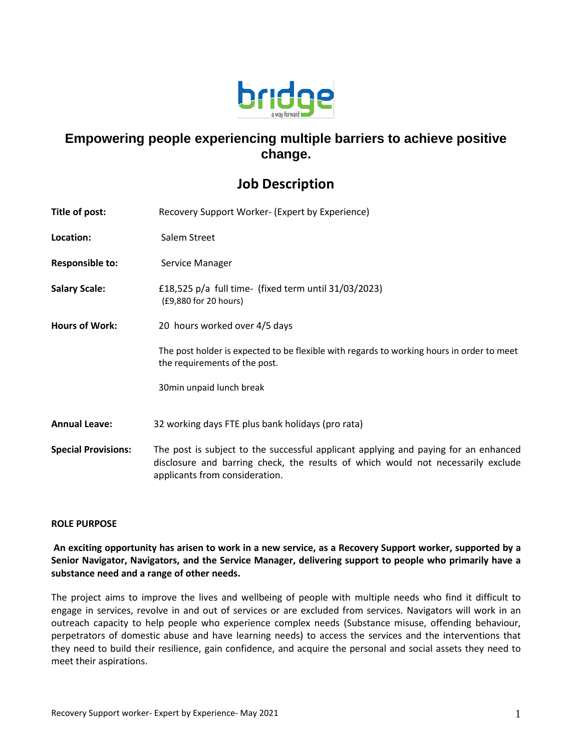# Empowering people experiencing multiple barriers to achieve positive change.

## Job Description

**Title of post:** Recovery Support Worker- (Expert by Experience)

**Location:** Salem Street

**Responsible to:** Service Manager

**Salary Scale:** £18,525 p/a full time- (fixed term until 31/03/2023)
(£9,880 for 20 hours)

**Hours of Work:** 20 hours worked over 4/5 days

The post holder is expected to be flexible with regards to working hours in order to meet the requirements of the post.

30min unpaid lunch break

**Annual Leave:** 32 working days FTE plus bank holidays (pro rata)

**Special Provisions:** The post is subject to the successful applicant applying and paying for an enhanced disclosure and barring check, the results of which would not necessarily exclude applicants from consideration.

**ROLE PURPOSE**

**An exciting opportunity has arisen to work in a new service, as a Recovery Support worker, supported by a Senior Navigator, Navigators, and the Service Manager, delivering support to people who primarily have a substance need and a range of other needs.**

The project aims to improve the lives and wellbeing of people with multiple needs who find it difficult to engage in services, revolve in and out of services or are excluded from services. Navigators will work in an outreach capacity to help people who experience complex needs (Substance misuse, offending behaviour, perpetrators of domestic abuse and have learning needs) to access the services and the interventions that they need to build their resilience, gain confidence, and acquire the personal and social assets they need to meet their aspirations.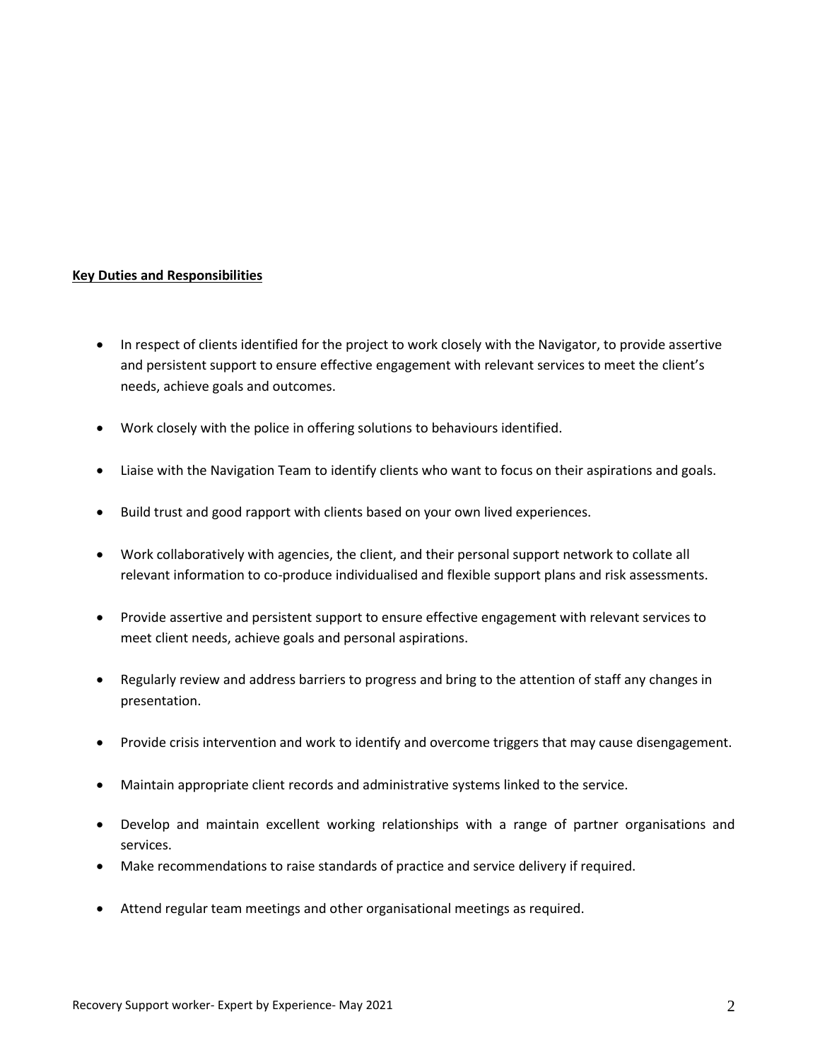**Key Duties and Responsibilities**

- In respect of clients identified for the project to work closely with the Navigator, to provide assertive and persistent support to ensure effective engagement with relevant services to meet the client's needs, achieve goals and outcomes.
- Work closely with the police in offering solutions to behaviours identified.
- Liaise with the Navigation Team to identify clients who want to focus on their aspirations and goals.
- Build trust and good rapport with clients based on your own lived experiences.
- Work collaboratively with agencies, the client, and their personal support network to collate all relevant information to co-produce individualised and flexible support plans and risk assessments.
- Provide assertive and persistent support to ensure effective engagement with relevant services to meet client needs, achieve goals and personal aspirations.
- Regularly review and address barriers to progress and bring to the attention of staff any changes in presentation.
- Provide crisis intervention and work to identify and overcome triggers that may cause disengagement.
- Maintain appropriate client records and administrative systems linked to the service.
- Develop and maintain excellent working relationships with a range of partner organisations and services.
- Make recommendations to raise standards of practice and service delivery if required.
- Attend regular team meetings and other organisational meetings as required.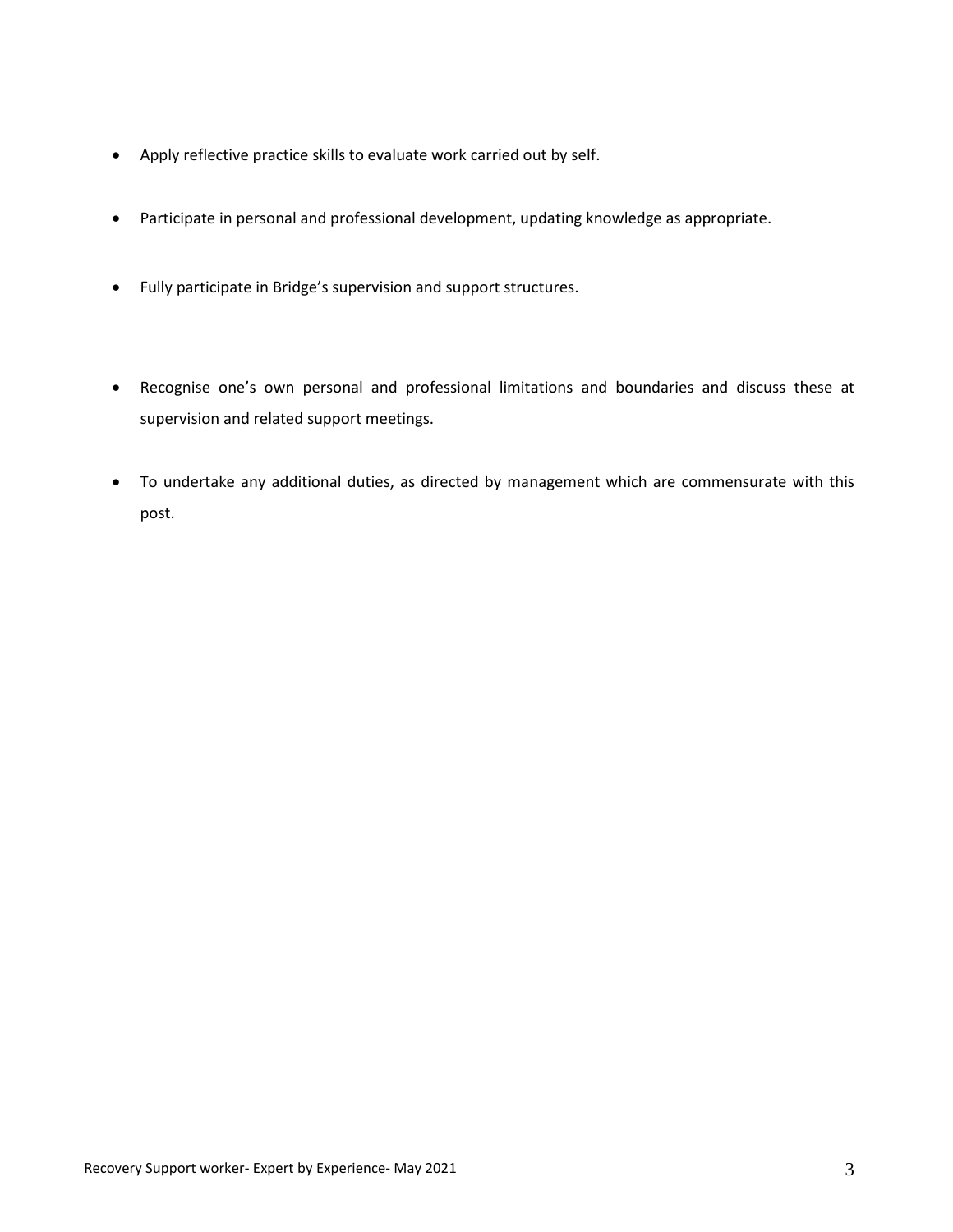- Apply reflective practice skills to evaluate work carried out by self.
- Participate in personal and professional development, updating knowledge as appropriate.
- Fully participate in Bridge's supervision and support structures.
- Recognise one's own personal and professional limitations and boundaries and discuss these at supervision and related support meetings.
- To undertake any additional duties, as directed by management which are commensurate with this post.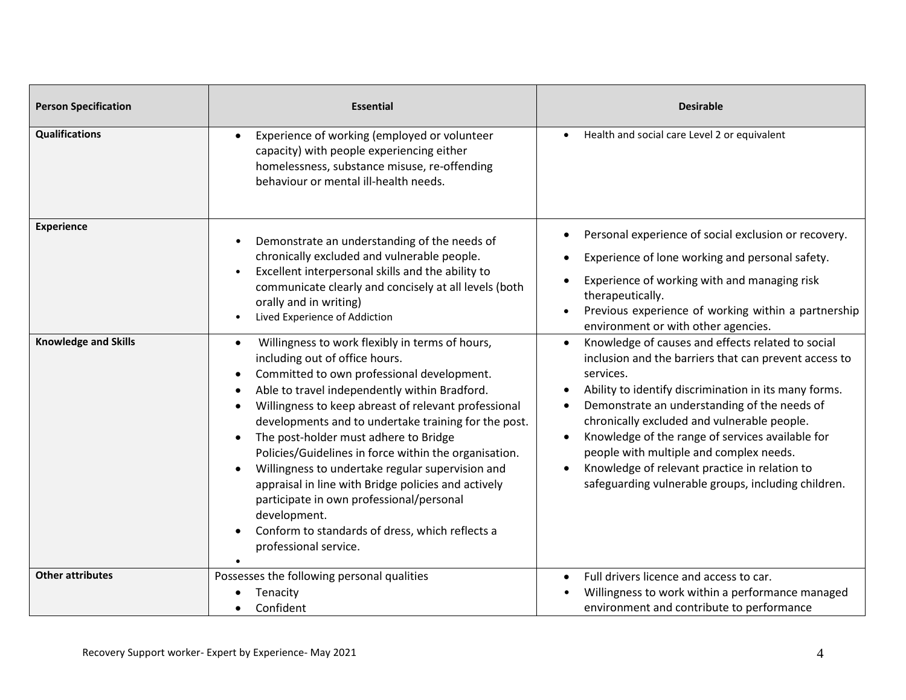| Person Specification | Essential | Desirable |
|---|---|---|
| **Qualifications** | • Experience of working (employed or volunteer capacity) with people experiencing either homelessness, substance misuse, re-offending behaviour or mental ill-health needs. | • Health and social care Level 2 or equivalent |
| **Experience** | • Demonstrate an understanding of the needs of chronically excluded and vulnerable people.<br>• Excellent interpersonal skills and the ability to communicate clearly and concisely at all levels (both orally and in writing)<br>• Lived Experience of Addiction | • Personal experience of social exclusion or recovery.<br>• Experience of lone working and personal safety.<br>• Experience of working with and managing risk therapeutically.<br>• Previous experience of working within a partnership environment or with other agencies. |
| **Knowledge and Skills** | • Willingness to work flexibly in terms of hours, including out of office hours.<br>• Committed to own professional development.<br>• Able to travel independently within Bradford.<br>• Willingness to keep abreast of relevant professional developments and to undertake training for the post.<br>• The post-holder must adhere to Bridge Policies/Guidelines in force within the organisation.<br>• Willingness to undertake regular supervision and appraisal in line with Bridge policies and actively participate in own professional/personal development.<br>• Conform to standards of dress, which reflects a professional service. | • Knowledge of causes and effects related to social inclusion and the barriers that can prevent access to services.<br>• Ability to identify discrimination in its many forms.<br>• Demonstrate an understanding of the needs of chronically excluded and vulnerable people.<br>• Knowledge of the range of services available for people with multiple and complex needs.<br>• Knowledge of relevant practice in relation to safeguarding vulnerable groups, including children. |
| **Other attributes** | Possesses the following personal qualities<br>• Tenacity<br>• Confident | • Full drivers licence and access to car.<br>• Willingness to work within a performance managed environment and contribute to performance |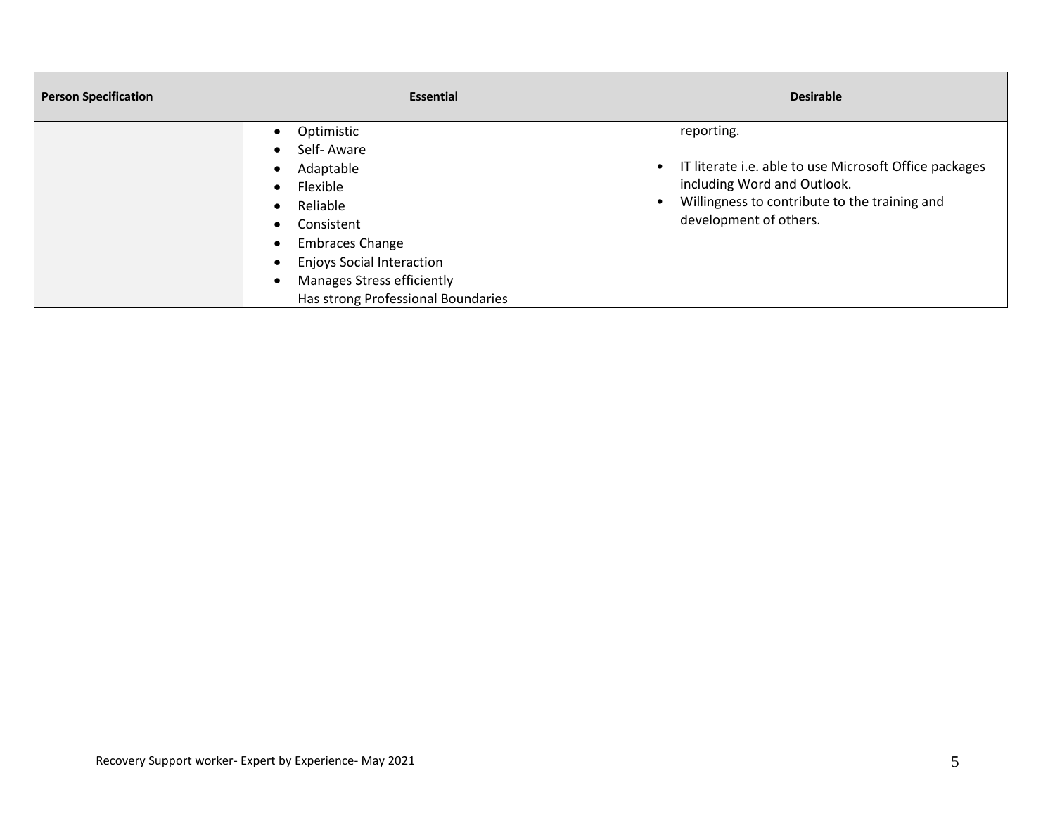| Person Specification | Essential | Desirable |
| --- | --- | --- |
| | • Optimistic<br>• Self- Aware<br>• Adaptable<br>• Flexible<br>• Reliable<br>• Consistent<br>• Embraces Change<br>• Enjoys Social Interaction<br>• Manages Stress efficiently<br>Has strong Professional Boundaries | reporting.<br><br>• IT literate i.e. able to use Microsoft Office packages including Word and Outlook.<br>• Willingness to contribute to the training and development of others. |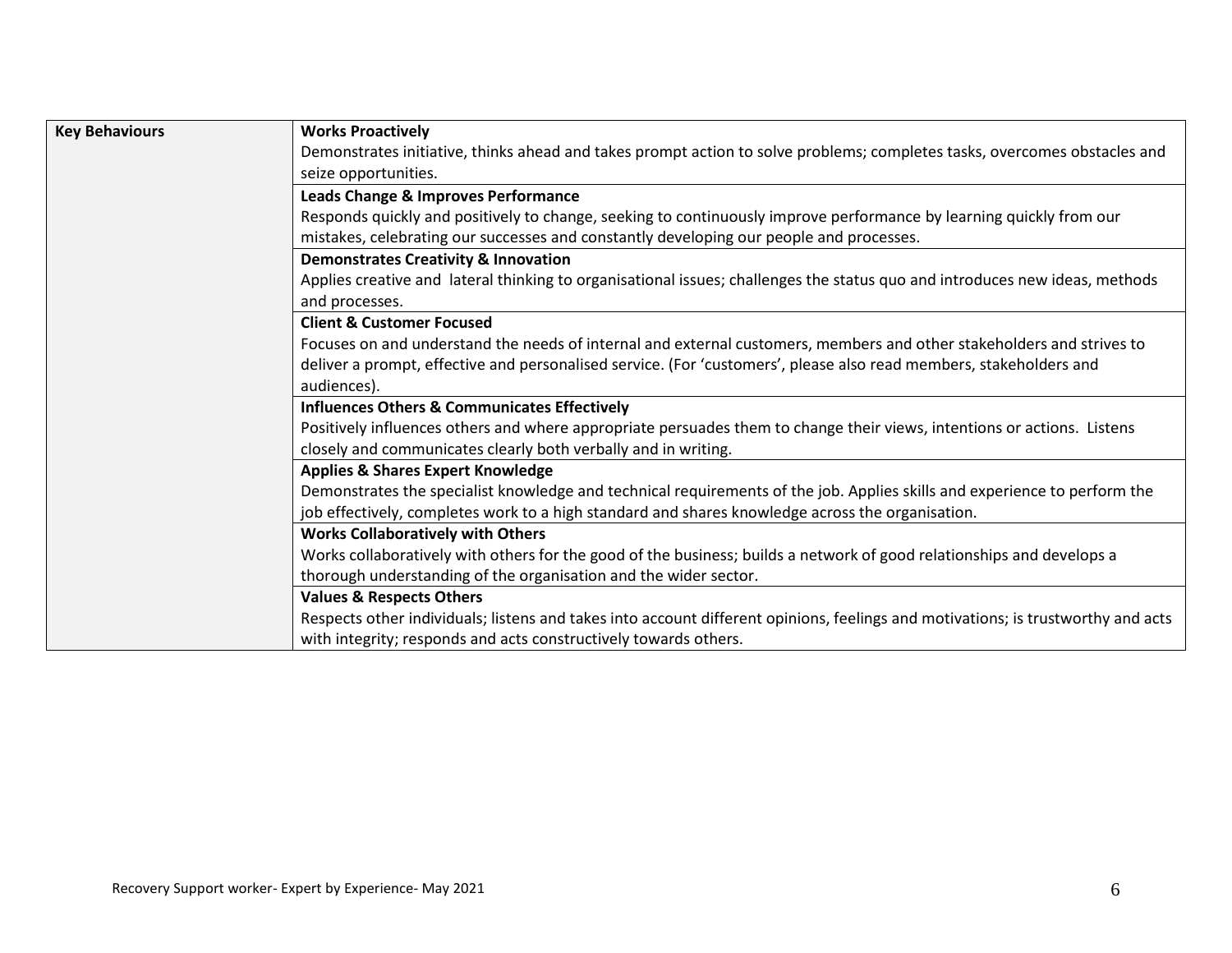| | |
|---|---|
| **Key Behaviours** | **Works Proactively**<br>Demonstrates initiative, thinks ahead and takes prompt action to solve problems; completes tasks, overcomes obstacles and seize opportunities. |
| | **Leads Change & Improves Performance**<br>Responds quickly and positively to change, seeking to continuously improve performance by learning quickly from our mistakes, celebrating our successes and constantly developing our people and processes. |
| | **Demonstrates Creativity & Innovation**<br>Applies creative and lateral thinking to organisational issues; challenges the status quo and introduces new ideas, methods and processes. |
| | **Client & Customer Focused**<br>Focuses on and understand the needs of internal and external customers, members and other stakeholders and strives to deliver a prompt, effective and personalised service. (For 'customers', please also read members, stakeholders and audiences). |
| | **Influences Others & Communicates Effectively**<br>Positively influences others and where appropriate persuades them to change their views, intentions or actions. Listens closely and communicates clearly both verbally and in writing. |
| | **Applies & Shares Expert Knowledge**<br>Demonstrates the specialist knowledge and technical requirements of the job. Applies skills and experience to perform the job effectively, completes work to a high standard and shares knowledge across the organisation. |
| | **Works Collaboratively with Others**<br>Works collaboratively with others for the good of the business; builds a network of good relationships and develops a thorough understanding of the organisation and the wider sector. |
| | **Values & Respects Others**<br>Respects other individuals; listens and takes into account different opinions, feelings and motivations; is trustworthy and acts with integrity; responds and acts constructively towards others. |